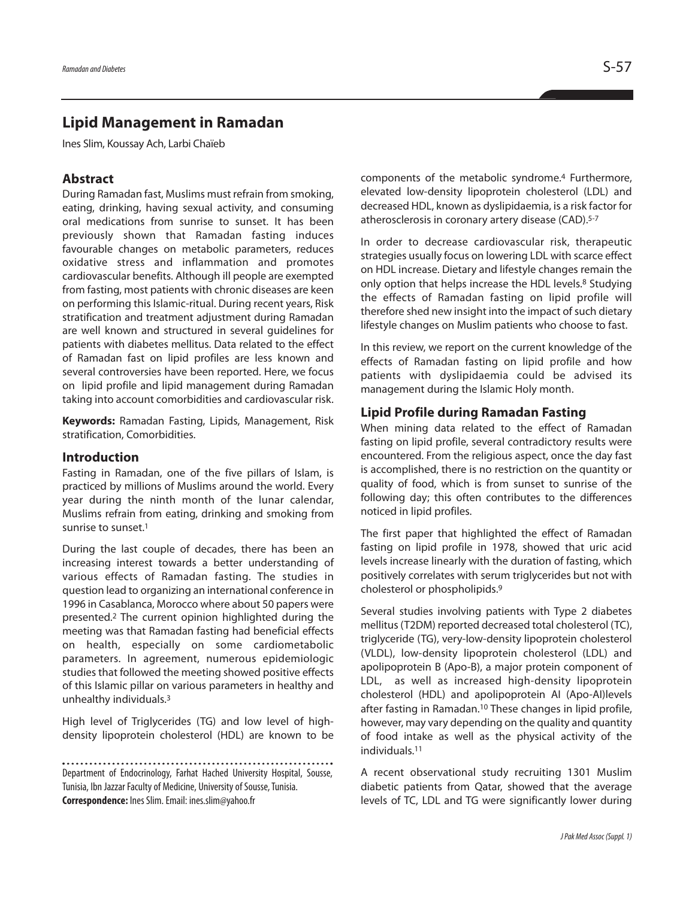# Lipid Management in Ramadan

Ines Slim, Koussay Ach, Larbi Chaïeb

## Abstract

During Ramadan fast, Muslims must refrain from smoking, eating, drinking, having sexual activity, and consuming oral medications from sunrise to sunset. It has been previously shown that Ramadan fasting induces favourable changes on metabolic parameters, reduces oxidative stress and inflammation and promotes cardiovascular benefits. Although ill people are exempted from fasting, most patients with chronic diseases are keen on performing this Islamic-ritual. During recent years, Risk stratification and treatment adjustment during Ramadan are well known and structured in several guidelines for patients with diabetes mellitus. Data related to the effect of Ramadan fast on lipid profiles are less known and several controversies have been reported. Here, we focus on lipid profile and lipid management during Ramadan taking into account comorbidities and cardiovascular risk.

**Keywords:** Ramadan Fasting, Lipids, Management, Risk stratification, Comorbidities.

## Introduction

Fasting in Ramadan, one of the five pillars of Islam, is practiced by millions of Muslims around the world. Every year during the ninth month of the lunar calendar, Muslims refrain from eating, drinking and smoking from sunrise to sunset.[1]

During the last couple of decades, there has been an increasing interest towards a better understanding of various effects of Ramadan fasting. The studies in question lead to organizing an international conference in 1996 in Casablanca, Morocco where about 50 papers were presented.[2] The current opinion highlighted during the meeting was that Ramadan fasting had beneficial effects on health, especially on some cardiometabolic parameters. In agreement, numerous epidemiologic studies that followed the meeting showed positive effects of this Islamic pillar on various parameters in healthy and unhealthy individuals.[3]

High level of Triglycerides (TG) and low level of high-density lipoprotein cholesterol (HDL) are known to be components of the metabolic syndrome.[4] Furthermore, elevated low-density lipoprotein cholesterol (LDL) and decreased HDL, known as dyslipidaemia, is a risk factor for atherosclerosis in coronary artery disease (CAD).[5-7]

In order to decrease cardiovascular risk, therapeutic strategies usually focus on lowering LDL with scarce effect on HDL increase. Dietary and lifestyle changes remain the only option that helps increase the HDL levels.[8] Studying the effects of Ramadan fasting on lipid profile will therefore shed new insight into the impact of such dietary lifestyle changes on Muslim patients who choose to fast.

In this review, we report on the current knowledge of the effects of Ramadan fasting on lipid profile and how patients with dyslipidaemia could be advised its management during the Islamic Holy month.

## Lipid Profile during Ramadan Fasting

When mining data related to the effect of Ramadan fasting on lipid profile, several contradictory results were encountered. From the religious aspect, once the day fast is accomplished, there is no restriction on the quantity or quality of food, which is from sunset to sunrise of the following day; this often contributes to the differences noticed in lipid profiles.

The first paper that highlighted the effect of Ramadan fasting on lipid profile in 1978, showed that uric acid levels increase linearly with the duration of fasting, which positively correlates with serum triglycerides but not with cholesterol or phospholipids.[9]

Several studies involving patients with Type 2 diabetes mellitus (T2DM) reported decreased total cholesterol (TC), triglyceride (TG), very-low-density lipoprotein cholesterol (VLDL), low-density lipoprotein cholesterol (LDL) and apolipoprotein B (Apo-B), a major protein component of LDL, as well as increased high-density lipoprotein cholesterol (HDL) and apolipoprotein AI (Apo-AI)levels after fasting in Ramadan.[10] These changes in lipid profile, however, may vary depending on the quality and quantity of food intake as well as the physical activity of the individuals.[11]

A recent observational study recruiting 1301 Muslim diabetic patients from Qatar, showed that the average levels of TC, LDL and TG were significantly lower during

Department of Endocrinology, Farhat Hached University Hospital, Sousse, Tunisia, Ibn Jazzar Faculty of Medicine, University of Sousse, Tunisia.
**Correspondence:** Ines Slim. Email: ines.slim@yahoo.fr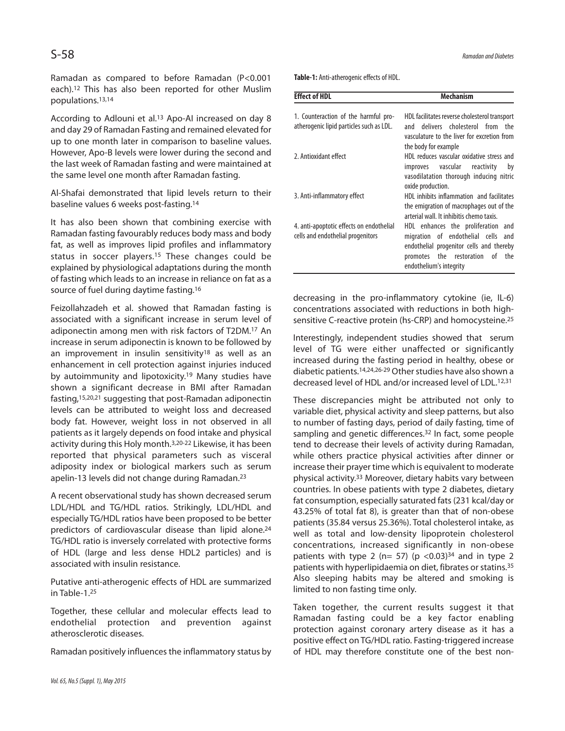Ramadan as compared to before Ramadan (P<0.001 each).[12] This has also been reported for other Muslim populations.[13,14]

According to Adlouni et al.[13] Apo-AI increased on day 8 and day 29 of Ramadan Fasting and remained elevated for up to one month later in comparison to baseline values. However, Apo-B levels were lower during the second and the last week of Ramadan fasting and were maintained at the same level one month after Ramadan fasting.

Al-Shafai demonstrated that lipid levels return to their baseline values 6 weeks post-fasting.[14]

It has also been shown that combining exercise with Ramadan fasting favourably reduces body mass and body fat, as well as improves lipid profiles and inflammatory status in soccer players.[15] These changes could be explained by physiological adaptations during the month of fasting which leads to an increase in reliance on fat as a source of fuel during daytime fasting.[16]

Feizollahzadeh et al. showed that Ramadan fasting is associated with a significant increase in serum level of adiponectin among men with risk factors of T2DM.[17] An increase in serum adiponectin is known to be followed by an improvement in insulin sensitivity[18] as well as an enhancement in cell protection against injuries induced by autoimmunity and lipotoxicity.[19] Many studies have shown a significant decrease in BMI after Ramadan fasting,[15,20,21] suggesting that post-Ramadan adiponectin levels can be attributed to weight loss and decreased body fat. However, weight loss in not observed in all patients as it largely depends on food intake and physical activity during this Holy month.[3,20-22] Likewise, it has been reported that physical parameters such as visceral adiposity index or biological markers such as serum apelin-13 levels did not change during Ramadan.[23]

A recent observational study has shown decreased serum LDL/HDL and TG/HDL ratios. Strikingly, LDL/HDL and especially TG/HDL ratios have been proposed to be better predictors of cardiovascular disease than lipid alone.[24] TG/HDL ratio is inversely correlated with protective forms of HDL (large and less dense HDL2 particles) and is associated with insulin resistance.

Putative anti-atherogenic effects of HDL are summarized in Table-1.[25]

**Table-1:** Anti-atherogenic effects of HDL.

| Effect of HDL | Mechanism |
|---|---|
| 1. Counteraction of the harmful pro-atherogenic lipid particles such as LDL. | HDL facilitates reverse cholesterol transport and delivers cholesterol from the vasculature to the liver for excretion from the body for example |
| 2. Antioxidant effect | HDL reduces vascular oxidative stress and improves vascular reactivity by vasodilatation thorough inducing nitric oxide production. |
| 3. Anti-inflammatory effect | HDL inhibits inflammation and facilitates the emigration of macrophages out of the arterial wall. It inhibitis chemo taxis. |
| 4. anti-apoptotic effects on endothelial cells and endothelial progenitors | HDL enhances the proliferation and migration of endothelial cells and endothelial progenitor cells and thereby promotes the restoration of the endothelium's integrity |

Together, these cellular and molecular effects lead to endothelial protection and prevention against atherosclerotic diseases.

Ramadan positively influences the inflammatory status by decreasing in the pro-inflammatory cytokine (ie, IL-6) concentrations associated with reductions in both high-sensitive C-reactive protein (hs-CRP) and homocysteine.[25]

Interestingly, independent studies showed that serum level of TG were either unaffected or significantly increased during the fasting period in healthy, obese or diabetic patients.[14,24,26-29] Other studies have also shown a decreased level of HDL and/or increased level of LDL.[12,31]

These discrepancies might be attributed not only to variable diet, physical activity and sleep patterns, but also to number of fasting days, period of daily fasting, time of sampling and genetic differences.[32] In fact, some people tend to decrease their levels of activity during Ramadan, while others practice physical activities after dinner or increase their prayer time which is equivalent to moderate physical activity.[33] Moreover, dietary habits vary between countries. In obese patients with type 2 diabetes, dietary fat consumption, especially saturated fats (231 kcal/day or 43.25% of total fat 8), is greater than that of non-obese patients (35.84 versus 25.36%). Total cholesterol intake, as well as total and low-density lipoprotein cholesterol concentrations, increased significantly in non-obese patients with type 2 ($n= 57$) ($p < 0.03$)[34] and in type 2 patients with hyperlipidaemia on diet, fibrates or statins.[35] Also sleeping habits may be altered and smoking is limited to non fasting time only.

Taken together, the current results suggest it that Ramadan fasting could be a key factor enabling protection against coronary artery disease as it has a positive effect on TG/HDL ratio. Fasting-triggered increase of HDL may therefore constitute one of the best non-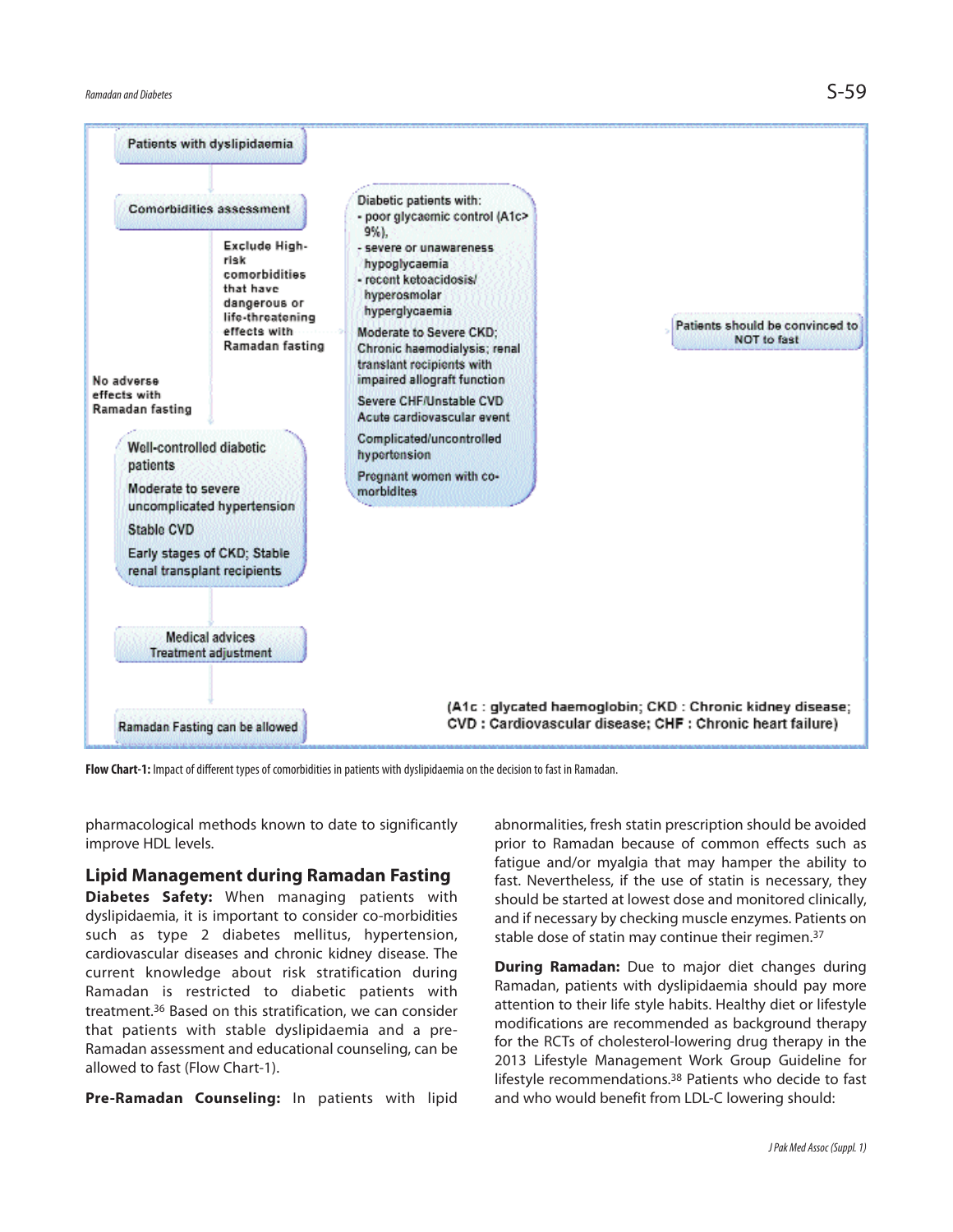Patients with dyslipidaemia

Comorbidities assessment

Exclude High-risk comorbidities that have dangerous or life-threatening effects with Ramadan fasting

Diabetic patients with:
- poor glycaemic control (A1c> 9%),
- severe or unawareness hypoglycaemia
- recent ketoacidosis/ hyperosmolar hyperglycaemia

Moderate to Severe CKD; Chronic haemodialysis; renal translant recipients with impaired allograft function

Severe CHF/Unstable CVD Acute cardiovascular event

Complicated/uncontrolled hypertension

Pregnant women with co-morbidites

Patients should be convinced to NOT to fast

No adverse effects with Ramadan fasting

Well-controlled diabetic patients

Moderate to severe uncomplicated hypertension

Stable CVD

Early stages of CKD; Stable renal transplant recipients

Medical advices
Treatment adjustment

Ramadan Fasting can be allowed

(A1c : glycated haemoglobin; CKD : Chronic kidney disease; CVD : Cardiovascular disease; CHF : Chronic heart failure)

**Flow Chart-1:** Impact of different types of comorbidities in patients with dyslipidaemia on the decision to fast in Ramadan.

pharmacological methods known to date to significantly improve HDL levels.

## Lipid Management during Ramadan Fasting

**Diabetes Safety:** When managing patients with dyslipidaemia, it is important to consider co-morbidities such as type 2 diabetes mellitus, hypertension, cardiovascular diseases and chronic kidney disease. The current knowledge about risk stratification during Ramadan is restricted to diabetic patients with treatment.[36] Based on this stratification, we can consider that patients with stable dyslipidaemia and a pre-Ramadan assessment and educational counseling, can be allowed to fast (Flow Chart-1).

**Pre-Ramadan Counseling:** In patients with lipid abnormalities, fresh statin prescription should be avoided prior to Ramadan because of common effects such as fatigue and/or myalgia that may hamper the ability to fast. Nevertheless, if the use of statin is necessary, they should be started at lowest dose and monitored clinically, and if necessary by checking muscle enzymes. Patients on stable dose of statin may continue their regimen.[37]

**During Ramadan:** Due to major diet changes during Ramadan, patients with dyslipidaemia should pay more attention to their life style habits. Healthy diet or lifestyle modifications are recommended as background therapy for the RCTs of cholesterol-lowering drug therapy in the 2013 Lifestyle Management Work Group Guideline for lifestyle recommendations.[38] Patients who decide to fast and who would benefit from LDL-C lowering should: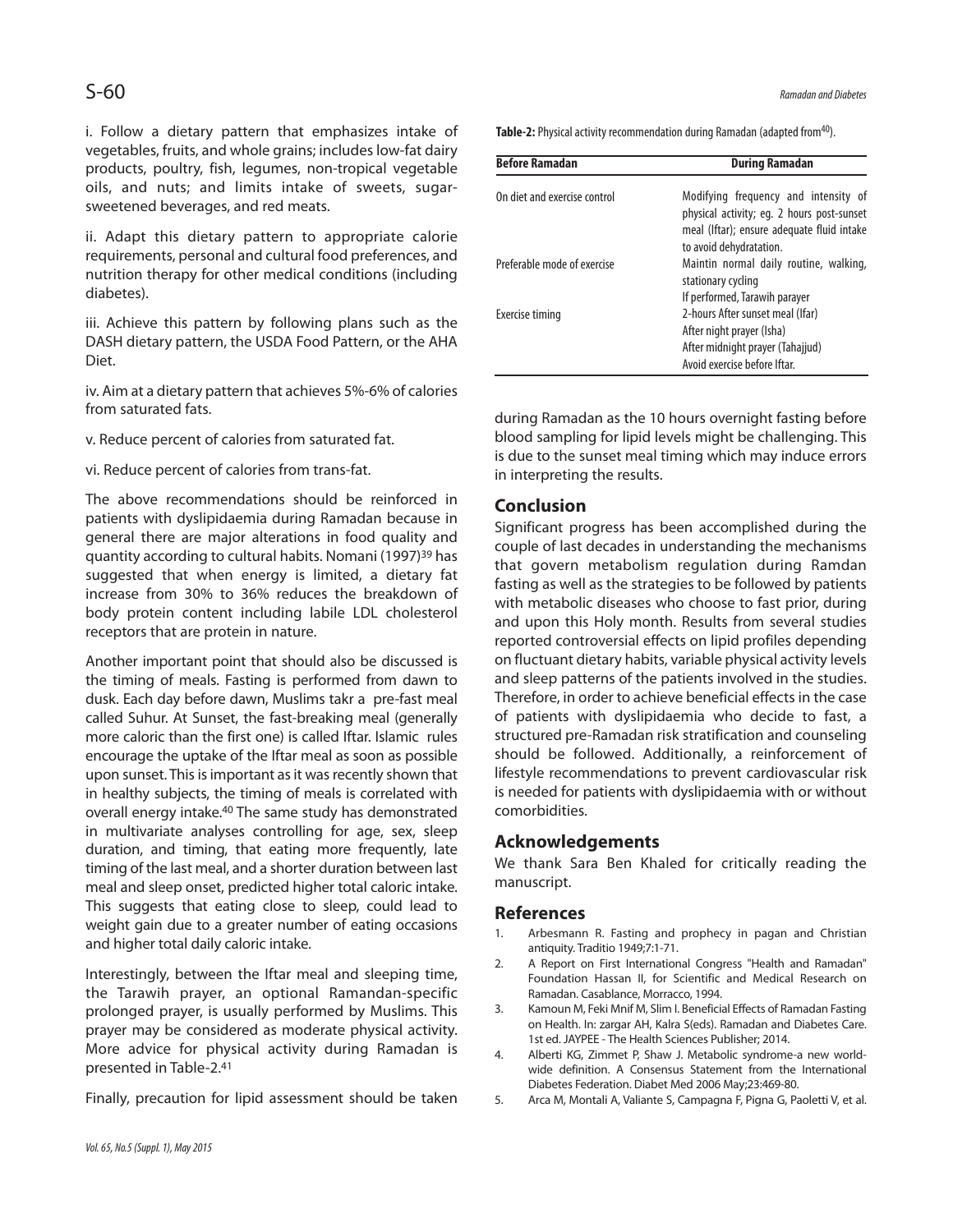i. Follow a dietary pattern that emphasizes intake of vegetables, fruits, and whole grains; includes low-fat dairy products, poultry, fish, legumes, non-tropical vegetable oils, and nuts; and limits intake of sweets, sugar-sweetened beverages, and red meats.

ii. Adapt this dietary pattern to appropriate calorie requirements, personal and cultural food preferences, and nutrition therapy for other medical conditions (including diabetes).

iii. Achieve this pattern by following plans such as the DASH dietary pattern, the USDA Food Pattern, or the AHA Diet.

iv. Aim at a dietary pattern that achieves 5%-6% of calories from saturated fats.

v. Reduce percent of calories from saturated fat.

vi. Reduce percent of calories from trans-fat.

The above recommendations should be reinforced in patients with dyslipidaemia during Ramadan because in general there are major alterations in food quality and quantity according to cultural habits. Nomani (1997)[39] has suggested that when energy is limited, a dietary fat increase from 30% to 36% reduces the breakdown of body protein content including labile LDL cholesterol receptors that are protein in nature.

Another important point that should also be discussed is the timing of meals. Fasting is performed from dawn to dusk. Each day before dawn, Muslims takr a pre-fast meal called Suhur. At Sunset, the fast-breaking meal (generally more caloric than the first one) is called Iftar. Islamic rules encourage the uptake of the Iftar meal as soon as possible upon sunset. This is important as it was recently shown that in healthy subjects, the timing of meals is correlated with overall energy intake.[40] The same study has demonstrated in multivariate analyses controlling for age, sex, sleep duration, and timing, that eating more frequently, late timing of the last meal, and a shorter duration between last meal and sleep onset, predicted higher total caloric intake. This suggests that eating close to sleep, could lead to weight gain due to a greater number of eating occasions and higher total daily caloric intake.

Interestingly, between the Iftar meal and sleeping time, the Tarawih prayer, an optional Ramandan-specific prolonged prayer, is usually performed by Muslims. This prayer may be considered as moderate physical activity. More advice for physical activity during Ramadan is presented in Table-2.[41]

**Table-2:** Physical activity recommendation during Ramadan (adapted from[40]).

| Before Ramadan | During Ramadan |
|---|---|
| On diet and exercise control | Modifying frequency and intensity of physical activity; eg. 2 hours post-sunset meal (Iftar); ensure adequate fluid intake to avoid dehydratation. |
| Preferable mode of exercise | Maintin normal daily routine, walking, stationary cycling<br>If performed, Tarawih parayer |
| Exercise timing | 2-hours After sunset meal (Ifar)<br>After night prayer (Isha)<br>After midnight prayer (Tahajjud)<br>Avoid exercise before Iftar. |

Finally, precaution for lipid assessment should be taken during Ramadan as the 10 hours overnight fasting before blood sampling for lipid levels might be challenging. This is due to the sunset meal timing which may induce errors in interpreting the results.

## Conclusion

Significant progress has been accomplished during the couple of last decades in understanding the mechanisms that govern metabolism regulation during Ramdan fasting as well as the strategies to be followed by patients with metabolic diseases who choose to fast prior, during and upon this Holy month. Results from several studies reported controversial effects on lipid profiles depending on fluctuant dietary habits, variable physical activity levels and sleep patterns of the patients involved in the studies. Therefore, in order to achieve beneficial effects in the case of patients with dyslipidaemia who decide to fast, a structured pre-Ramadan risk stratification and counseling should be followed. Additionally, a reinforcement of lifestyle recommendations to prevent cardiovascular risk is needed for patients with dyslipidaemia with or without comorbidities.

## Acknowledgements

We thank Sara Ben Khaled for critically reading the manuscript.

## References

1. Arbesmann R. Fasting and prophecy in pagan and Christian antiquity. Traditio 1949;7:1-71.
2. A Report on First International Congress "Health and Ramadan" Foundation Hassan II, for Scientific and Medical Research on Ramadan. Casablance, Morracco, 1994.
3. Kamoun M, Feki Mnif M, Slim I. Beneficial Effects of Ramadan Fasting on Health. In: zargar AH, Kalra S(eds). Ramadan and Diabetes Care. 1st ed. JAYPEE - The Health Sciences Publisher; 2014.
4. Alberti KG, Zimmet P, Shaw J. Metabolic syndrome-a new world-wide definition. A Consensus Statement from the International Diabetes Federation. Diabet Med 2006 May;23:469-80.
5. Arca M, Montali A, Valiante S, Campagna F, Pigna G, Paoletti V, et al.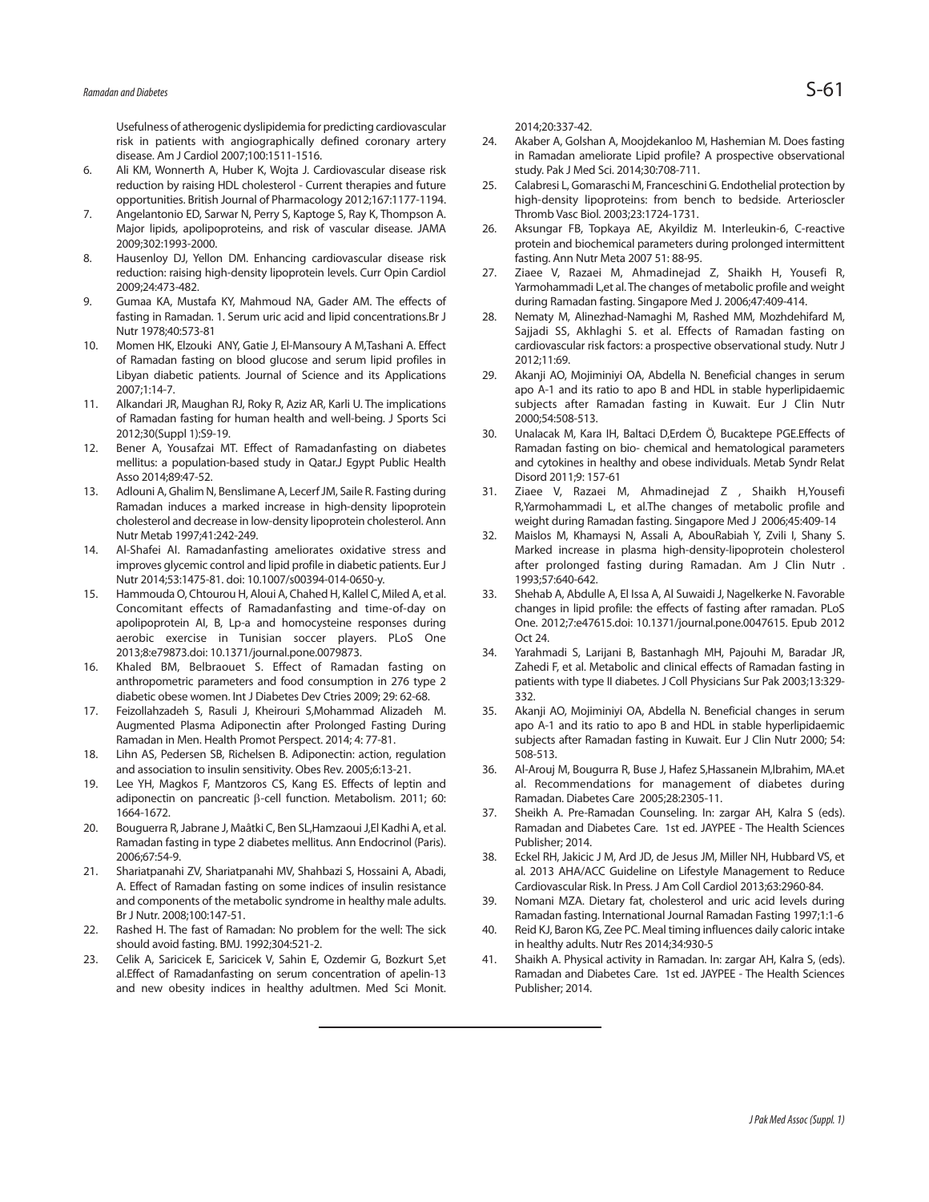Usefulness of atherogenic dyslipidemia for predicting cardiovascular risk in patients with angiographically defined coronary artery disease. Am J Cardiol 2007;100:1511-1516.

6. Ali KM, Wonnerth A, Huber K, Wojta J. Cardiovascular disease risk reduction by raising HDL cholesterol - Current therapies and future opportunities. British Journal of Pharmacology 2012;167:1177-1194.
7. Angelantonio ED, Sarwar N, Perry S, Kaptoge S, Ray K, Thompson A. Major lipids, apolipoproteins, and risk of vascular disease. JAMA 2009;302:1993-2000.
8. Hausenloy DJ, Yellon DM. Enhancing cardiovascular disease risk reduction: raising high-density lipoprotein levels. Curr Opin Cardiol 2009;24:473-482.
9. Gumaa KA, Mustafa KY, Mahmoud NA, Gader AM. The effects of fasting in Ramadan. 1. Serum uric acid and lipid concentrations.Br J Nutr 1978;40:573-81
10. Momen HK, Elzouki ANY, Gatie J, El-Mansoury A M,Tashani A. Effect of Ramadan fasting on blood glucose and serum lipid profiles in Libyan diabetic patients. Journal of Science and its Applications 2007;1:14-7.
11. Alkandari JR, Maughan RJ, Roky R, Aziz AR, Karli U. The implications of Ramadan fasting for human health and well-being. J Sports Sci 2012;30(Suppl 1):S9-19.
12. Bener A, Yousafzai MT. Effect of Ramadanfasting on diabetes mellitus: a population-based study in Qatar.J Egypt Public Health Asso 2014;89:47-52.
13. Adlouni A, Ghalim N, Benslimane A, Lecerf JM, Saile R. Fasting during Ramadan induces a marked increase in high-density lipoprotein cholesterol and decrease in low-density lipoprotein cholesterol. Ann Nutr Metab 1997;41:242-249.
14. Al-Shafei AI. Ramadanfasting ameliorates oxidative stress and improves glycemic control and lipid profile in diabetic patients. Eur J Nutr 2014;53:1475-81. doi: 10.1007/s00394-014-0650-y.
15. Hammouda O, Chtourou H, Aloui A, Chahed H, Kallel C, Miled A, et al. Concomitant effects of Ramadanfasting and time-of-day on apolipoprotein AI, B, Lp-a and homocysteine responses during aerobic exercise in Tunisian soccer players. PLoS One 2013;8:e79873.doi: 10.1371/journal.pone.0079873.
16. Khaled BM, Belbraouet S. Effect of Ramadan fasting on anthropometric parameters and food consumption in 276 type 2 diabetic obese women. Int J Diabetes Dev Ctries 2009; 29: 62-68.
17. Feizollahzadeh S, Rasuli J, Kheirouri S,Mohammad Alizadeh M. Augmented Plasma Adiponectin after Prolonged Fasting During Ramadan in Men. Health Promot Perspect. 2014; 4: 77-81.
18. Lihn AS, Pedersen SB, Richelsen B. Adiponectin: action, regulation and association to insulin sensitivity. Obes Rev. 2005;6:13-21.
19. Lee YH, Magkos F, Mantzoros CS, Kang ES. Effects of leptin and adiponectin on pancreatic β-cell function. Metabolism. 2011; 60: 1664-1672.
20. Bouguerra R, Jabrane J, Maâtki C, Ben SL,Hamzaoui J,El Kadhi A, et al. Ramadan fasting in type 2 diabetes mellitus. Ann Endocrinol (Paris). 2006;67:54-9.
21. Shariatpanahi ZV, Shariatpanahi MV, Shahbazi S, Hossaini A, Abadi, A. Effect of Ramadan fasting on some indices of insulin resistance and components of the metabolic syndrome in healthy male adults. Br J Nutr. 2008;100:147-51.
22. Rashed H. The fast of Ramadan: No problem for the well: The sick should avoid fasting. BMJ. 1992;304:521-2.
23. Celik A, Saricicek E, Saricicek V, Sahin E, Ozdemir G, Bozkurt S,et al.Effect of Ramadanfasting on serum concentration of apelin-13 and new obesity indices in healthy adultmen. Med Sci Monit. 2014;20:337-42.
24. Akaber A, Golshan A, Moojdekanloo M, Hashemian M. Does fasting in Ramadan ameliorate Lipid profile? A prospective observational study. Pak J Med Sci. 2014;30:708-711.
25. Calabresi L, Gomaraschi M, Franceschini G. Endothelial protection by high-density lipoproteins: from bench to bedside. Arterioscler Thromb Vasc Biol. 2003;23:1724-1731.
26. Aksungar FB, Topkaya AE, Akyildiz M. Interleukin-6, C-reactive protein and biochemical parameters during prolonged intermittent fasting. Ann Nutr Meta 2007 51: 88-95.
27. Ziaee V, Razaei M, Ahmadinejad Z, Shaikh H, Yousefi R, Yarmohammadi L,et al. The changes of metabolic profile and weight during Ramadan fasting. Singapore Med J. 2006;47:409-414.
28. Nematy M, Alinezhad-Namaghi M, Rashed MM, Mozhdehifard M, Sajjadi SS, Akhlaghi S. et al. Effects of Ramadan fasting on cardiovascular risk factors: a prospective observational study. Nutr J 2012;11:69.
29. Akanji AO, Mojiminiyi OA, Abdella N. Beneficial changes in serum apo A-1 and its ratio to apo B and HDL in stable hyperlipidaemic subjects after Ramadan fasting in Kuwait. Eur J Clin Nutr 2000;54:508-513.
30. Unalacak M, Kara IH, Baltaci D,Erdem Ö, Bucaktepe PGE.Effects of Ramadan fasting on bio- chemical and hematological parameters and cytokines in healthy and obese individuals. Metab Syndr Relat Disord 2011;9: 157-61
31. Ziaee V, Razaei M, Ahmadinejad Z , Shaikh H,Yousefi R,Yarmohammadi L, et al.The changes of metabolic profile and weight during Ramadan fasting. Singapore Med J 2006;45:409-14
32. Maislos M, Khamaysi N, Assali A, AbouRabiah Y, Zvili I, Shany S. Marked increase in plasma high-density-lipoprotein cholesterol after prolonged fasting during Ramadan. Am J Clin Nutr . 1993;57:640-642.
33. Shehab A, Abdulle A, El Issa A, Al Suwaidi J, Nagelkerke N. Favorable changes in lipid profile: the effects of fasting after ramadan. PLoS One. 2012;7:e47615.doi: 10.1371/journal.pone.0047615. Epub 2012 Oct 24.
34. Yarahmadi S, Larijani B, Bastanhagh MH, Pajouhi M, Baradar JR, Zahedi F, et al. Metabolic and clinical effects of Ramadan fasting in patients with type II diabetes. J Coll Physicians Sur Pak 2003;13:329-332.
35. Akanji AO, Mojiminiyi OA, Abdella N. Beneficial changes in serum apo A-1 and its ratio to apo B and HDL in stable hyperlipidaemic subjects after Ramadan fasting in Kuwait. Eur J Clin Nutr 2000; 54: 508-513.
36. Al-Arouj M, Bougurra R, Buse J, Hafez S,Hassanein M,Ibrahim, MA.et al. Recommendations for management of diabetes during Ramadan. Diabetes Care 2005;28:2305-11.
37. Sheikh A. Pre-Ramadan Counseling. In: zargar AH, Kalra S (eds). Ramadan and Diabetes Care. 1st ed. JAYPEE - The Health Sciences Publisher; 2014.
38. Eckel RH, Jakicic J M, Ard JD, de Jesus JM, Miller NH, Hubbard VS, et al. 2013 AHA/ACC Guideline on Lifestyle Management to Reduce Cardiovascular Risk. In Press. J Am Coll Cardiol 2013;63:2960-84.
39. Nomani MZA. Dietary fat, cholesterol and uric acid levels during Ramadan fasting. International Journal Ramadan Fasting 1997;1:1-6
40. Reid KJ, Baron KG, Zee PC. Meal timing influences daily caloric intake in healthy adults. Nutr Res 2014;34:930-5
41. Shaikh A. Physical activity in Ramadan. In: zargar AH, Kalra S, (eds). Ramadan and Diabetes Care. 1st ed. JAYPEE - The Health Sciences Publisher; 2014.